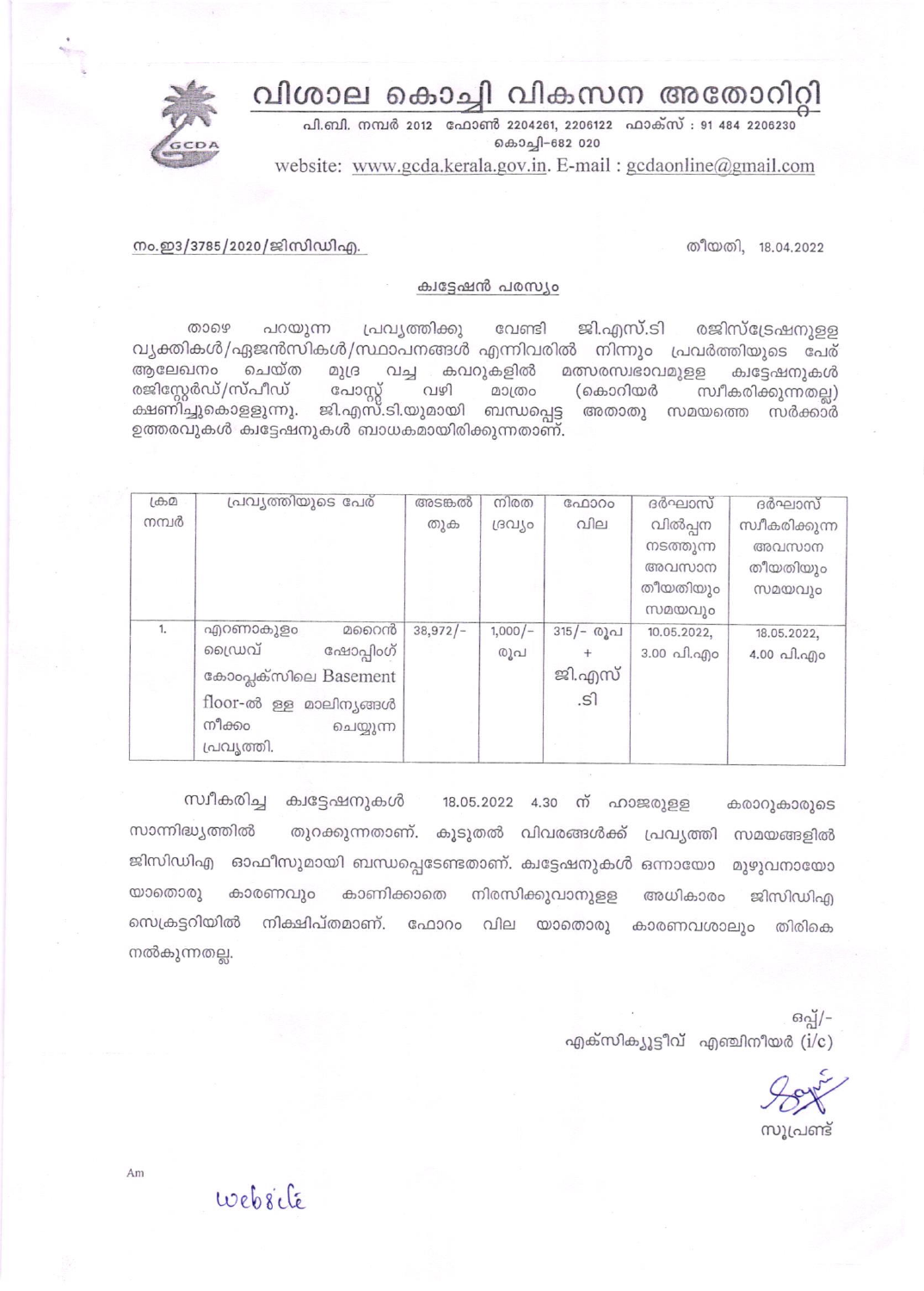# വിശാല കൊച്ചി വികസന അതോറിറ്റി

പി.ബി. നമ്പർ 2012 ഫോൺ 2204261, 2206122 ഫാക്സ് : 91 484 2206230
കൊച്ചി-682 020
website: www.gcda.kerala.gov.in. E-mail : gcdaonline@gmail.com

നം.ഇ3/3785/2020/ജിസിഡിഎ. തീയതി, 18.04.2022

## ക്വട്ടേഷൻ പരസ്യം

താഴെ പറയുന്ന പ്രവൃത്തിക്കു വേണ്ടി ജി.എസ്.ടി രജിസ്ട്രേഷനുള്ള വ്യക്തികൾ/ഏജൻസികൾ/സ്ഥാപനങ്ങൾ എന്നിവരിൽ നിന്നും പ്രവർത്തിയുടെ പേര് ആലേഖനം ചെയ്ത മുദ്ര വച്ച കവറുകളിൽ മത്സരസ്വഭാവമുള്ള ക്വട്ടേഷനുകൾ രജിസ്റ്റേർഡ്/സ്പീഡ് പോസ്റ്റ് വഴി മാത്രം (കൊറിയർ സ്വീകരിക്കുന്നതല്ല) ക്ഷണിച്ചുകൊള്ളുന്നു. ജി.എസ്.ടി.യുമായി ബന്ധപ്പെട്ട അതാതു സമയത്തെ സർക്കാർ ഉത്തരവുകൾ ക്വട്ടേഷനുകൾ ബാധകമായിരിക്കുന്നതാണ്.

| ക്രമ നമ്പർ | പ്രവൃത്തിയുടെ പേര് | അടങ്കൽ തുക | നിരത ദ്രവ്യം | ഫോറം വില | ദർഘാസ് വിൽപ്പന നടത്തുന്ന അവസാന തീയതിയും സമയവും | ദർഘാസ് സ്വീകരിക്കുന്ന അവസാന തീയതിയും സമയവും |
|---|---|---|---|---|---|---|
| 1. | എറണാകുളം മറൈൻ ഡ്രൈവ് ഷോപ്പിംഗ് കോംപ്ലക്സിലെ Basement floor-ൽ ഉള്ള മാലിന്യങ്ങൾ നീക്കം ചെയ്യുന്ന പ്രവൃത്തി. | 38,972/- | 1,000/- രൂപ | 315/- രൂപ + ജി.എസ്.ടി | 10.05.2022, 3.00 പി.എം | 18.05.2022, 4.00 പി.എം |

സ്വീകരിച്ച ക്വട്ടേഷനുകൾ 18.05.2022 4.30 ന് ഹാജരുള്ള കരാറുകാരുടെ സാന്നിദ്ധ്യത്തിൽ തുറക്കുന്നതാണ്. കൂടുതൽ വിവരങ്ങൾക്ക് പ്രവൃത്തി സമയങ്ങളിൽ ജിസിഡിഎ ഓഫീസുമായി ബന്ധപ്പെടേണ്ടതാണ്. ക്വട്ടേഷനുകൾ ഒന്നായോ മുഴുവനായോ യാതൊരു കാരണവും കാണിക്കാതെ നിരസിക്കുവാനുള്ള അധികാരം ജിസിഡിഎ സെക്രട്ടറിയിൽ നിക്ഷിപ്തമാണ്. ഫോറം വില യാതൊരു കാരണവശാലും തിരികെ നൽകുന്നതല്ല.

ഒപ്പ്/-
എക്സിക്യൂട്ടീവ് എഞ്ചിനീയർ (i/c)

സൂപ്രണ്ട്

Am

Website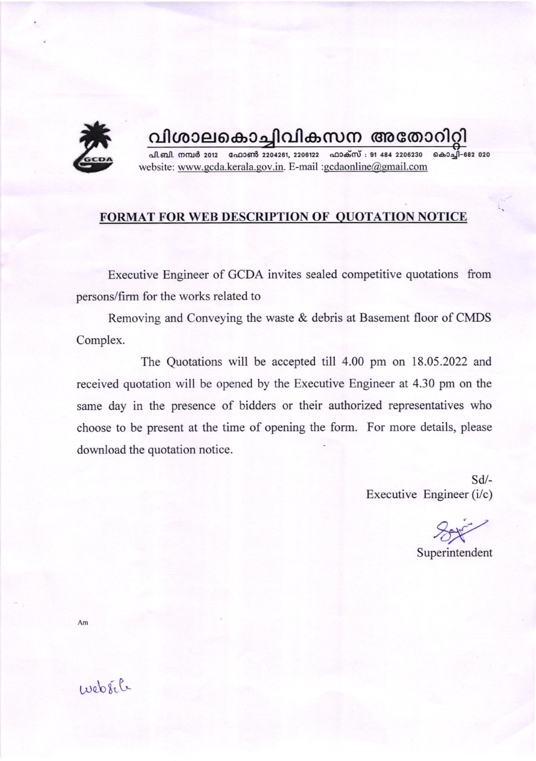# വിശാലകൊച്ചിവികസന അതോറിറ്റി

പി.ബി. നമ്പർ 2012 ഫോൺ 2204261, 2206122 ഫാക്സ് : 91 484 2206230 കൊച്ചി-682 020
website: www.gcda.kerala.gov.in. E-mail :gcdaonline@gmail.com

## FORMAT FOR WEB DESCRIPTION OF QUOTATION NOTICE

Executive Engineer of GCDA invites sealed competitive quotations from persons/firm for the works related to

Removing and Conveying the waste & debris at Basement floor of CMDS Complex.

The Quotations will be accepted till 4.00 pm on 18.05.2022 and received quotation will be opened by the Executive Engineer at 4.30 pm on the same day in the presence of bidders or their authorized representatives who choose to be present at the time of opening the form. For more details, please download the quotation notice.

Sd/-
Executive Engineer (i/c)

Superintendent

Am

website